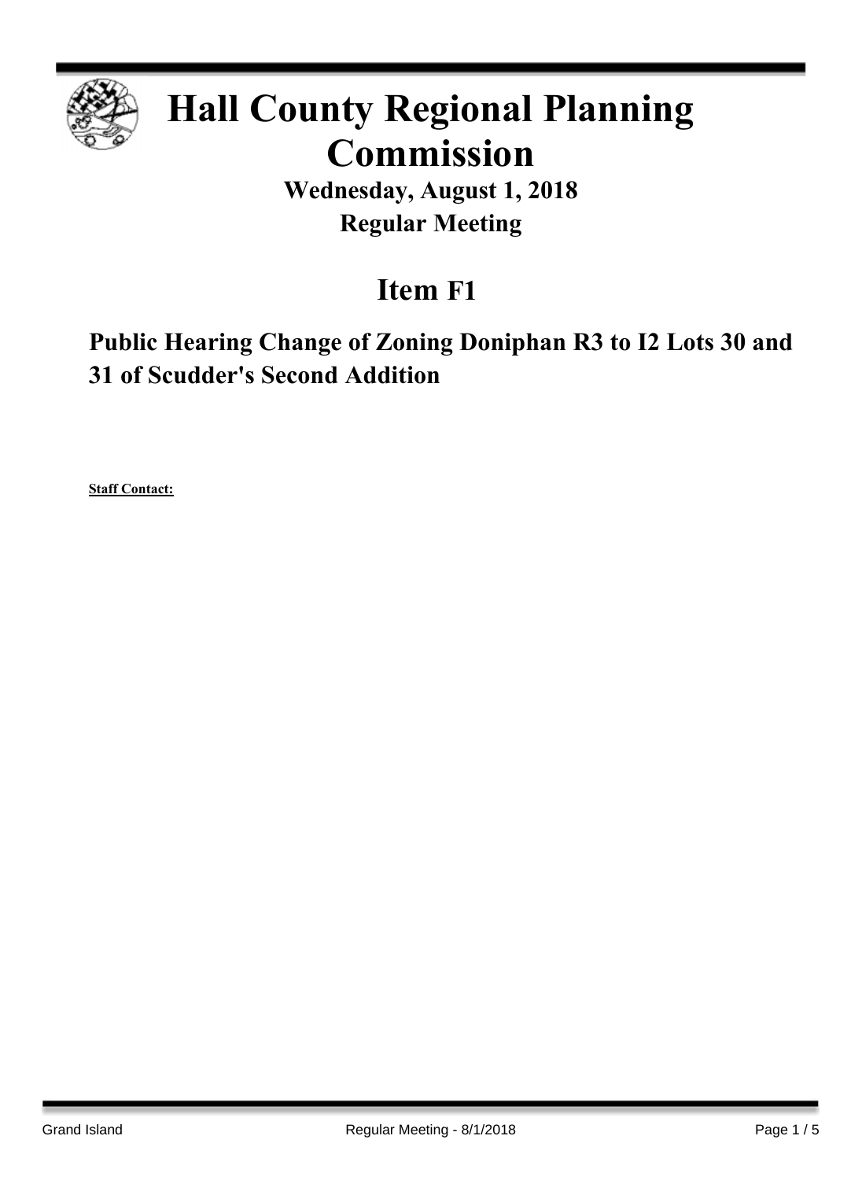# Hall County Regional Planning Commission

**Wednesday, August 1, 2018**

**Regular Meeting**

## Item F1

### Public Hearing Change of Zoning Doniphan R3 to I2 Lots 30 and 31 of Scudder's Second Addition

**Staff Contact:**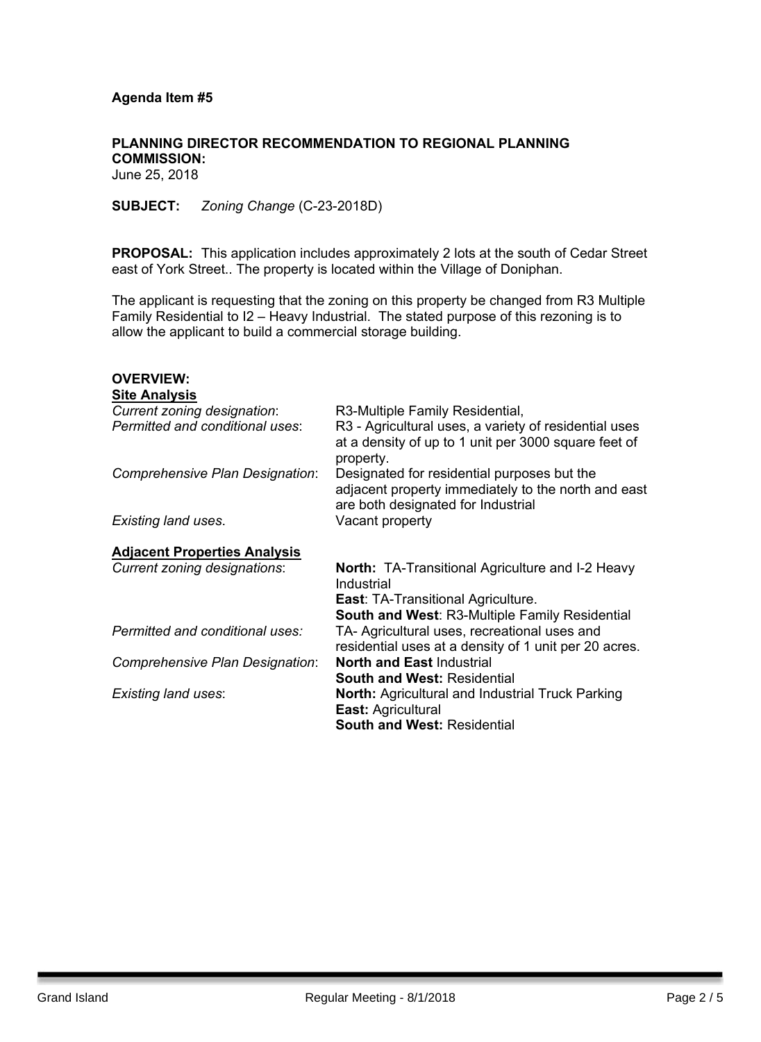**Agenda Item #5**

**PLANNING DIRECTOR RECOMMENDATION TO REGIONAL PLANNING COMMISSION:**
June 25, 2018

**SUBJECT:** *Zoning Change* (C-23-2018D)

**PROPOSAL:** This application includes approximately 2 lots at the south of Cedar Street east of York Street.. The property is located within the Village of Doniphan.

The applicant is requesting that the zoning on this property be changed from R3 Multiple Family Residential to I2 – Heavy Industrial. The stated purpose of this rezoning is to allow the applicant to build a commercial storage building.

**OVERVIEW:**

**Site Analysis**

| | |
|---|---|
| *Current zoning designation*: | R3-Multiple Family Residential, |
| *Permitted and conditional uses*: | R3 - Agricultural uses, a variety of residential uses at a density of up to 1 unit per 3000 square feet of property. |
| *Comprehensive Plan Designation*: | Designated for residential purposes but the adjacent property immediately to the north and east are both designated for Industrial |
| *Existing land uses*. | Vacant property |

**Adjacent Properties Analysis**

| | |
|---|---|
| *Current zoning designations*: | **North:** TA-Transitional Agriculture and I-2 Heavy Industrial<br>**East**: TA-Transitional Agriculture.<br>**South and West**: R3-Multiple Family Residential |
| *Permitted and conditional uses:* | TA- Agricultural uses, recreational uses and residential uses at a density of 1 unit per 20 acres. |
| *Comprehensive Plan Designation*: | **North and East** Industrial<br>**South and West:** Residential |
| *Existing land uses*: | **North:** Agricultural and Industrial Truck Parking<br>**East:** Agricultural<br>**South and West:** Residential |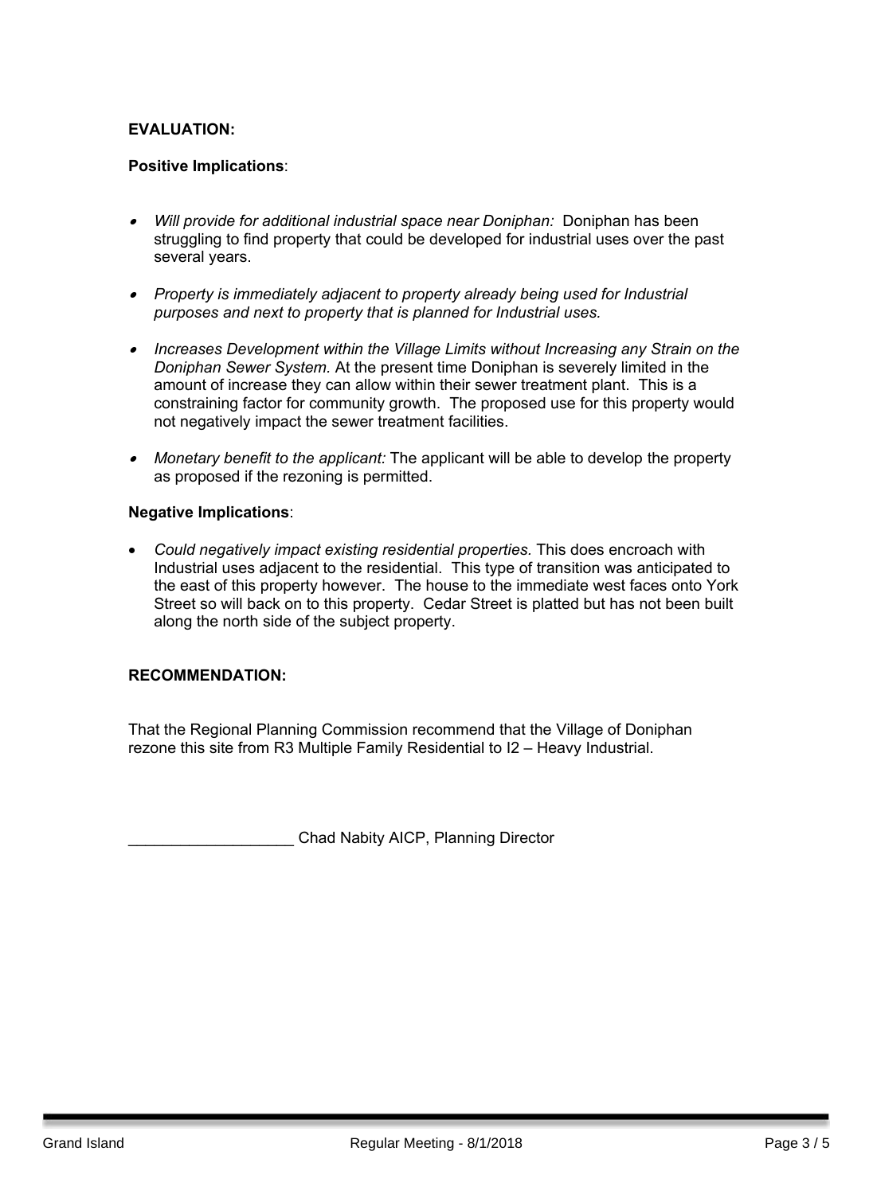**EVALUATION:**

**Positive Implications**:

- *Will provide for additional industrial space near Doniphan:* Doniphan has been struggling to find property that could be developed for industrial uses over the past several years.
- *Property is immediately adjacent to property already being used for Industrial purposes and next to property that is planned for Industrial uses.*
- *Increases Development within the Village Limits without Increasing any Strain on the Doniphan Sewer System.* At the present time Doniphan is severely limited in the amount of increase they can allow within their sewer treatment plant. This is a constraining factor for community growth. The proposed use for this property would not negatively impact the sewer treatment facilities.
- *Monetary benefit to the applicant:* The applicant will be able to develop the property as proposed if the rezoning is permitted.

**Negative Implications**:

- *Could negatively impact existing residential properties.* This does encroach with Industrial uses adjacent to the residential. This type of transition was anticipated to the east of this property however. The house to the immediate west faces onto York Street so will back on to this property. Cedar Street is platted but has not been built along the north side of the subject property.

**RECOMMENDATION:**

That the Regional Planning Commission recommend that the Village of Doniphan rezone this site from R3 Multiple Family Residential to I2 – Heavy Industrial.

___________________ Chad Nabity AICP, Planning Director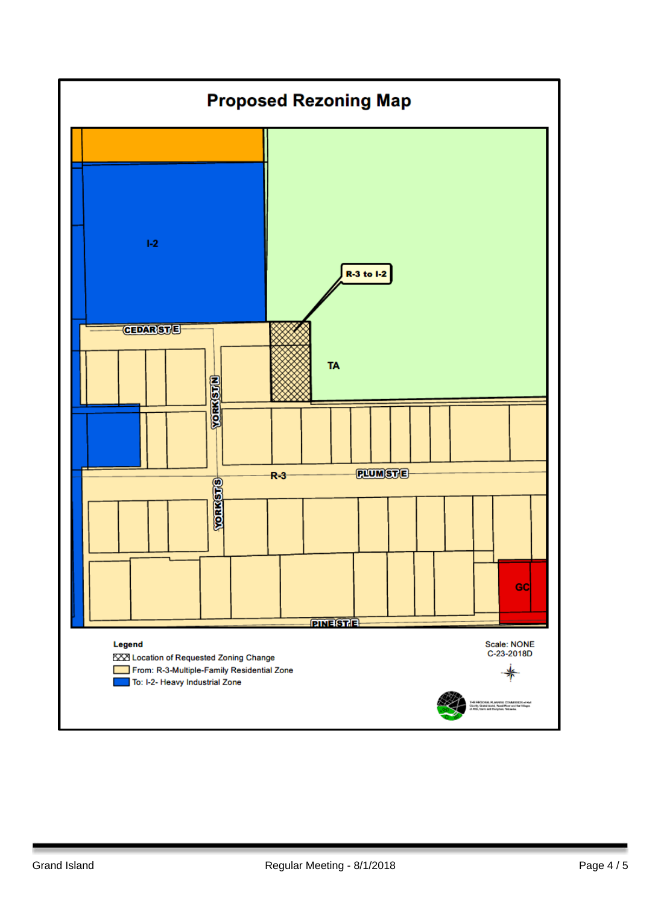# Proposed Rezoning Map

I-2

R-3 to I-2

CEDAR ST E

TA

YORK ST N

R-3

PLUM ST E

YORK ST S

GC

PINE ST E

**Legend**

Location of Requested Zoning Change

From: R-3-Multiple-Family Residential Zone

To: I-2- Heavy Industrial Zone

Scale: NONE

C-23-2018D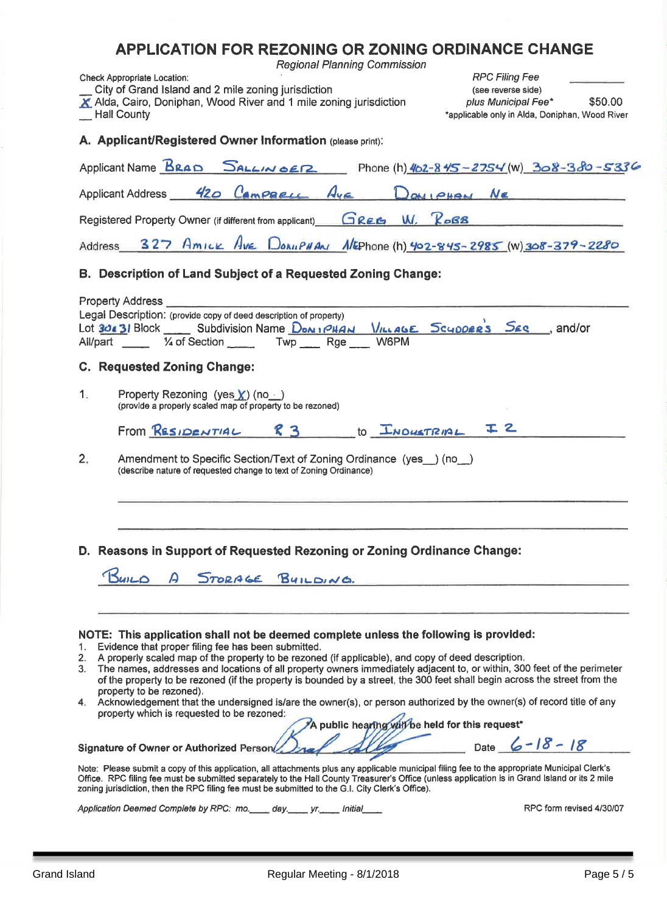# APPLICATION FOR REZONING OR ZONING ORDINANCE CHANGE

*Regional Planning Commission*

Check Appropriate Location:

__ City of Grand Island and 2 mile zoning jurisdiction
X Alda, Cairo, Doniphan, Wood River and 1 mile zoning jurisdiction
__ Hall County

*RPC Filing Fee* ________
(see reverse side)
*plus Municipal Fee** $50.00
*applicable only in Alda, Doniphan, Wood River

## A. Applicant/Registered Owner Information (please print):

Applicant Name BRAD SALLINGER Phone (h) 402-845-2754 (w) 308-380-5336

Applicant Address 420 CAMPBELL AVE DONIPHAN NE

Registered Property Owner (if different from applicant) GREG W. ROBB

Address 327 AMICK AVE DONIPHAN NE Phone (h) 402-845-2985 (w) 308-379-2280

## B. Description of Land Subject of a Requested Zoning Change:

Property Address ________________________

Legal Description: (provide copy of deed description of property)
Lot 30 & 31 Block ____ Subdivision Name DONIPHAN VILLAGE SCUDDER'S SEC, and/or
All/part ____ ¼ of Section ____ Twp ___ Rge ___ W6PM

## C. Requested Zoning Change:

1. Property Rezoning (yes X) (no__)
(provide a properly scaled map of property to be rezoned)

From RESIDENTIAL R 3 to INDUSTRIAL I 2

2. Amendment to Specific Section/Text of Zoning Ordinance (yes__) (no__)
(describe nature of requested change to text of Zoning Ordinance)

## D. Reasons in Support of Requested Rezoning or Zoning Ordinance Change:

BUILD A STORAGE BUILDING.

**NOTE: This application shall not be deemed complete unless the following is provided:**

1. Evidence that proper filing fee has been submitted.
2. A properly scaled map of the property to be rezoned (if applicable), and copy of deed description.
3. The names, addresses and locations of all property owners immediately adjacent to, or within, 300 feet of the perimeter of the property to be rezoned (if the property is bounded by a street, the 300 feet shall begin across the street from the property to be rezoned).
4. Acknowledgement that the undersigned is/are the owner(s), or person authorized by the owner(s) of record title of any property which is requested to be rezoned:

*A public hearing will be held for this request*

Signature of Owner or Authorized Person [signature] Date 6-18-18

Note: Please submit a copy of this application, all attachments plus any applicable municipal filing fee to the appropriate Municipal Clerk's Office. RPC filing fee must be submitted separately to the Hall County Treasurer's Office (unless application is in Grand Island or its 2 mile zoning jurisdiction, then the RPC filing fee must be submitted to the G.I. City Clerk's Office).

*Application Deemed Complete by RPC: mo.____ day.____ yr.____ Initial____*

RPC form revised 4/30/07